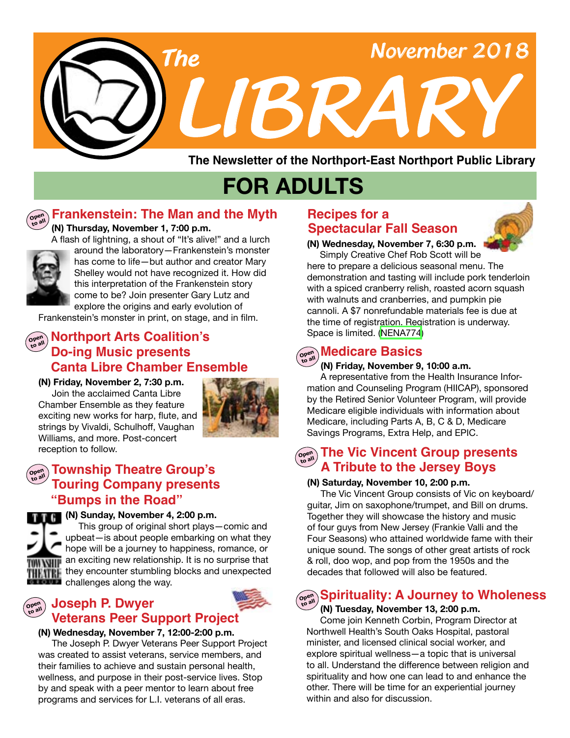# The LIBRARY

November 2018

**The Newsletter of the Northport-East Northport Public Library**

## FOR ADULTS

### Frankenstein: The Man and the Myth

Open to all

**(N) Thursday, November 1, 7:00 p.m.**

A flash of lightning, a shout of "It's alive!" and a lurch around the laboratory—Frankenstein's monster has come to life—but author and creator Mary Shelley would not have recognized it. How did this interpretation of the Frankenstein story come to be? Join presenter Gary Lutz and explore the origins and early evolution of Frankenstein's monster in print, on stage, and in film.

### Northport Arts Coalition's Do-ing Music presents Canta Libre Chamber Ensemble

Open to all

**(N) Friday, November 2, 7:30 p.m.**

Join the acclaimed Canta Libre Chamber Ensemble as they feature exciting new works for harp, flute, and strings by Vivaldi, Schulhoff, Vaughan Williams, and more. Post-concert reception to follow.

### Township Theatre Group's Touring Company presents "Bumps in the Road"

Open to all

**(N) Sunday, November 4, 2:00 p.m.**

This group of original short plays—comic and upbeat—is about people embarking on what they hope will be a journey to happiness, romance, or an exciting new relationship. It is no surprise that they encounter stumbling blocks and unexpected challenges along the way.

### Joseph P. Dwyer Veterans Peer Support Project

Open to all

**(N) Wednesday, November 7, 12:00-2:00 p.m.**

The Joseph P. Dwyer Veterans Peer Support Project was created to assist veterans, service members, and their families to achieve and sustain personal health, wellness, and purpose in their post-service lives. Stop by and speak with a peer mentor to learn about free programs and services for L.I. veterans of all eras.

### Recipes for a Spectacular Fall Season

**(N) Wednesday, November 7, 6:30 p.m.**

Simply Creative Chef Rob Scott will be here to prepare a delicious seasonal menu. The demonstration and tasting will include pork tenderloin with a spiced cranberry relish, roasted acorn squash with walnuts and cranberries, and pumpkin pie cannoli. A $7 nonrefundable materials fee is due at the time of registration. Registration is underway. Space is limited. (NENA774)

### Medicare Basics

Open to all

**(N) Friday, November 9, 10:00 a.m.**

A representative from the Health Insurance Information and Counseling Program (HIICAP), sponsored by the Retired Senior Volunteer Program, will provide Medicare eligible individuals with information about Medicare, including Parts A, B, C & D, Medicare Savings Programs, Extra Help, and EPIC.

### The Vic Vincent Group presents A Tribute to the Jersey Boys

Open to all

**(N) Saturday, November 10, 2:00 p.m.**

The Vic Vincent Group consists of Vic on keyboard/guitar, Jim on saxophone/trumpet, and Bill on drums. Together they will showcase the history and music of four guys from New Jersey (Frankie Valli and the Four Seasons) who attained worldwide fame with their unique sound. The songs of other great artists of rock & roll, doo wop, and pop from the 1950s and the decades that followed will also be featured.

### Spirituality: A Journey to Wholeness

Open to all

**(N) Tuesday, November 13, 2:00 p.m.**

Come join Kenneth Corbin, Program Director at Northwell Health's South Oaks Hospital, pastoral minister, and licensed clinical social worker, and explore spiritual wellness—a topic that is universal to all. Understand the difference between religion and spirituality and how one can lead to and enhance the other. There will be time for an experiential journey within and also for discussion.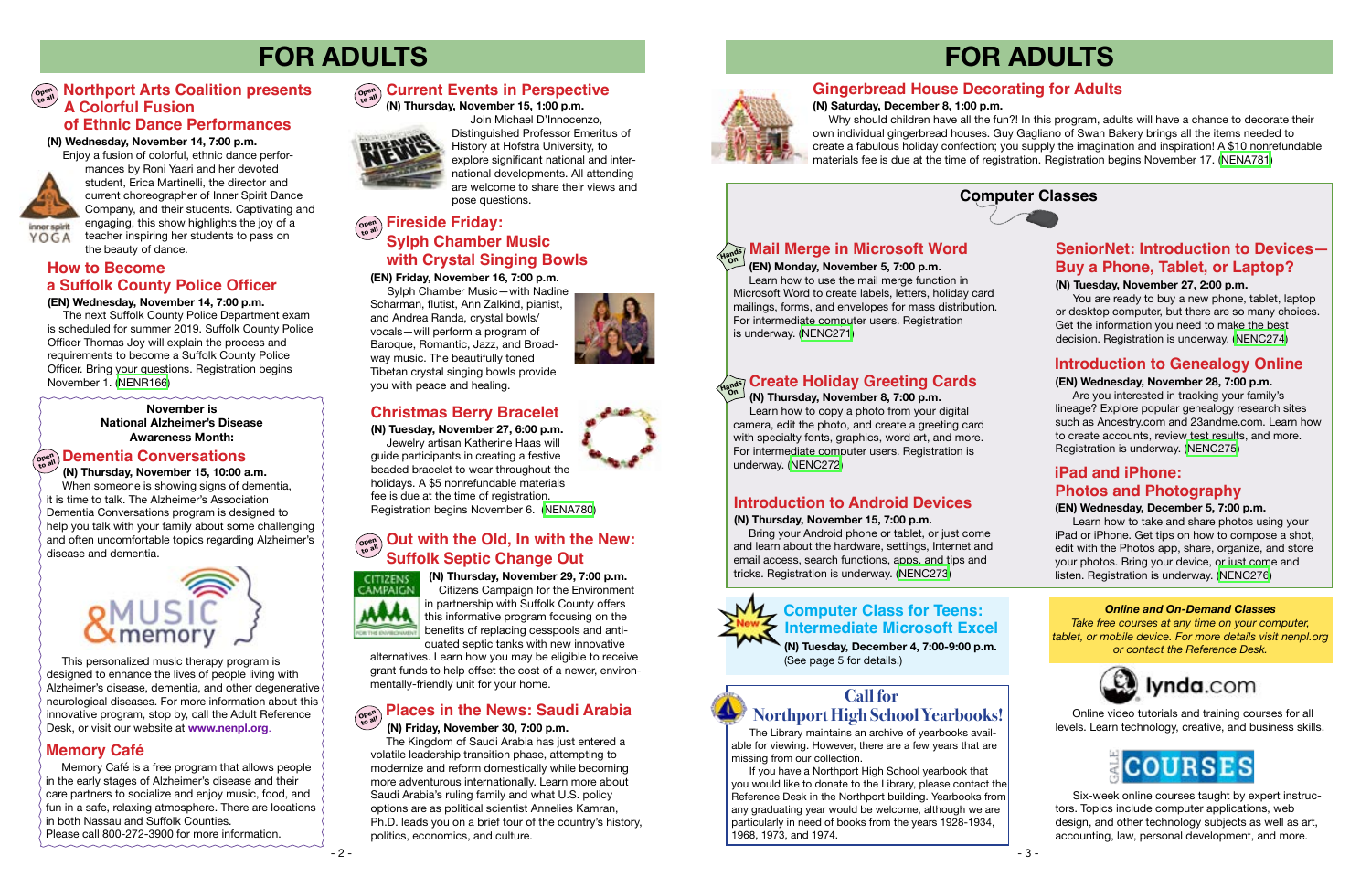# FOR ADULTS

## Northport Arts Coalition presents A Colorful Fusion of Ethnic Dance Performances

**(N) Wednesday, November 14, 7:00 p.m.**

Enjoy a fusion of colorful, ethnic dance performances by Roni Yaari and her devoted student, Erica Martinelli, the director and current choreographer of Inner Spirit Dance Company, and their students. Captivating and engaging, this show highlights the joy of a teacher inspiring her students to pass on the beauty of dance.

## How to Become a Suffolk County Police Officer

**(EN) Wednesday, November 14, 7:00 p.m.**

The next Suffolk County Police Department exam is scheduled for summer 2019. Suffolk County Police Officer Thomas Joy will explain the process and requirements to become a Suffolk County Police Officer. Bring your questions. Registration begins November 1. (NENR166)

**November is National Alzheimer's Disease Awareness Month:**

## Dementia Conversations

**(N) Thursday, November 15, 10:00 a.m.**

When someone is showing signs of dementia, it is time to talk. The Alzheimer's Association Dementia Conversations program is designed to help you talk with your family about some challenging and often uncomfortable topics regarding Alzheimer's disease and dementia.

## Music & Memory

This personalized music therapy program is designed to enhance the lives of people living with Alzheimer's disease, dementia, and other degenerative neurological diseases. For more information about this innovative program, stop by, call the Adult Reference Desk, or visit our website at **www.nenpl.org**.

## Memory Café

Memory Café is a free program that allows people in the early stages of Alzheimer's disease and their care partners to socialize and enjoy music, food, and fun in a safe, relaxing atmosphere. There are locations in both Nassau and Suffolk Counties.
Please call 800-272-3900 for more information.

## Current Events in Perspective

**(N) Thursday, November 15, 1:00 p.m.**

Join Michael D'Innocenzo, Distinguished Professor Emeritus of History at Hofstra University, to explore significant national and international developments. All attending are welcome to share their views and pose questions.

## Fireside Friday: Sylph Chamber Music with Crystal Singing Bowls

**(EN) Friday, November 16, 7:00 p.m.**

Sylph Chamber Music—with Nadine Scharman, flutist, Ann Zalkind, pianist, and Andrea Randa, crystal bowls/vocals—will perform a program of Baroque, Romantic, Jazz, and Broadway music. The beautifully toned Tibetan crystal singing bowls provide you with peace and healing.

## Christmas Berry Bracelet

**(N) Tuesday, November 27, 6:00 p.m.**

Jewelry artisan Katherine Haas will guide participants in creating a festive beaded bracelet to wear throughout the holidays. A $5 nonrefundable materials fee is due at the time of registration. Registration begins November 6. (NENA780)

## Out with the Old, In with the New: Suffolk Septic Change Out

**(N) Thursday, November 29, 7:00 p.m.**

Citizens Campaign for the Environment in partnership with Suffolk County offers this informative program focusing on the benefits of replacing cesspools and antiquated septic tanks with new innovative alternatives. Learn how you may be eligible to receive grant funds to help offset the cost of a newer, environmentally-friendly unit for your home.

## Places in the News: Saudi Arabia

**(N) Friday, November 30, 7:00 p.m.**

The Kingdom of Saudi Arabia has just entered a volatile leadership transition phase, attempting to modernize and reform domestically while becoming more adventurous internationally. Learn more about Saudi Arabia's ruling family and what U.S. policy options are as political scientist Annelies Kamran, Ph.D. leads you on a brief tour of the country's history, politics, economics, and culture.

# FOR ADULTS

## Gingerbread House Decorating for Adults

**(N) Saturday, December 8, 1:00 p.m.**

Why should children have all the fun?! In this program, adults will have a chance to decorate their own individual gingerbread houses. Guy Gagliano of Swan Bakery brings all the items needed to create a fabulous holiday confection; you supply the imagination and inspiration! A $10 nonrefundable materials fee is due at the time of registration. Registration begins November 17. (NENA781)

## Computer Classes

### Mail Merge in Microsoft Word

**(EN) Monday, November 5, 7:00 p.m.**

Learn how to use the mail merge function in Microsoft Word to create labels, letters, holiday card mailings, forms, and envelopes for mass distribution. For intermediate computer users. Registration is underway. (NENC271)

### Create Holiday Greeting Cards

**(N) Thursday, November 8, 7:00 p.m.**

Learn how to copy a photo from your digital camera, edit the photo, and create a greeting card with specialty fonts, graphics, word art, and more. For intermediate computer users. Registration is underway. (NENC272)

### Introduction to Android Devices

**(N) Thursday, November 15, 7:00 p.m.**

Bring your Android phone or tablet, or just come and learn about the hardware, settings, Internet and email access, search functions, apps, and tips and tricks. Registration is underway. (NENC273)

### SeniorNet: Introduction to Devices—Buy a Phone, Tablet, or Laptop?

**(N) Tuesday, November 27, 2:00 p.m.**

You are ready to buy a new phone, tablet, laptop or desktop computer, but there are so many choices. Get the information you need to make the best decision. Registration is underway. (NENC274)

### Introduction to Genealogy Online

**(EN) Wednesday, November 28, 7:00 p.m.**

Are you interested in tracking your family's lineage? Explore popular genealogy research sites such as Ancestry.com and 23andme.com. Learn how to create accounts, review test results, and more. Registration is underway. (NENC275)

### iPad and iPhone: Photos and Photography

**(EN) Wednesday, December 5, 7:00 p.m.**

Learn how to take and share photos using your iPad or iPhone. Get tips on how to compose a shot, edit with the Photos app, share, organize, and store your photos. Bring your device, or just come and listen. Registration is underway. (NENC276)

## Computer Class for Teens: Intermediate Microsoft Excel

**(N) Tuesday, December 4, 7:00-9:00 p.m.**
(See page 5 for details.)

## Call for Northport High School Yearbooks!

The Library maintains an archive of yearbooks available for viewing. However, there are a few years that are missing from our collection.

If you have a Northport High School yearbook that you would like to donate to the Library, please contact the Reference Desk in the Northport building. Yearbooks from any graduating year would be welcome, although we are particularly in need of books from the years 1928-1934, 1968, 1973, and 1974.

## Online and On-Demand Classes

*Take free courses at any time on your computer, tablet, or mobile device. For more details visit nenpl.org or contact the Reference Desk.*

### lynda.com

Online video tutorials and training courses for all levels. Learn technology, creative, and business skills.

### Gale Courses

Six-week online courses taught by expert instructors. Topics include computer applications, web design, and other technology subjects as well as art, accounting, law, personal development, and more.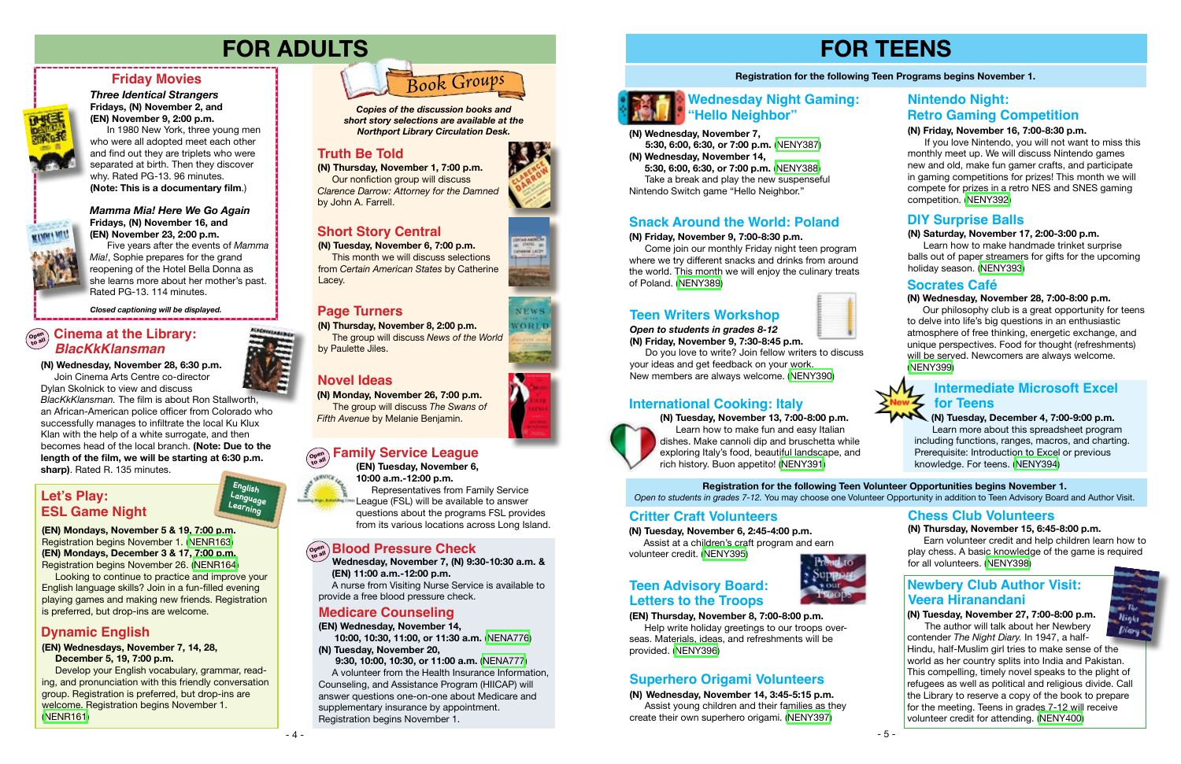# FOR ADULTS

## Friday Movies

***Three Identical Strangers***
**Fridays, (N) November 2, and (EN) November 9, 2:00 p.m.**
In 1980 New York, three young men who were all adopted meet each other and find out they are triplets who were separated at birth. Then they discover why. Rated PG-13. 96 minutes. **(Note: This is a documentary film.)**

***Mamma Mia! Here We Go Again***
**Fridays, (N) November 16, and (EN) November 23, 2:00 p.m.**
Five years after the events of *Mamma Mia!*, Sophie prepares for the grand reopening of the Hotel Bella Donna as she learns more about her mother's past. Rated PG-13. 114 minutes.

***Closed captioning will be displayed.***

## Cinema at the Library: *BlacKkKlansman*

Open to all

**(N) Wednesday, November 28, 6:30 p.m.**
Join Cinema Arts Centre co-director Dylan Skolnick to view and discuss *BlacKkKlansman.* The film is about Ron Stallworth, an African-American police officer from Colorado who successfully manages to infiltrate the local Ku Klux Klan with the help of a white surrogate, and then becomes head of the local branch. **(Note: Due to the length of the film, we will be starting at 6:30 p.m. sharp).** Rated R. 135 minutes.

## Let's Play: ESL Game Night

**(EN) Mondays, November 5 & 19, 7:00 p.m.**
Registration begins November 1. (NENR163)
**(EN) Mondays, December 3 & 17, 7:00 p.m.**
Registration begins November 26. (NENR164)
Looking to continue to practice and improve your English language skills? Join in a fun-filled evening playing games and making new friends. Registration is preferred, but drop-ins are welcome.

## Dynamic English

**(EN) Wednesdays, November 7, 14, 28, December 5, 19, 7:00 p.m.**
Develop your English vocabulary, grammar, reading, and pronunciation with this friendly conversation group. Registration is preferred, but drop-ins are welcome. Registration begins November 1. (NENR161)

## Book Groups

***Copies of the discussion books and short story selections are available at the Northport Library Circulation Desk.***

### Truth Be Told

**(N) Thursday, November 1, 7:00 p.m.**
Our nonfiction group will discuss *Clarence Darrow: Attorney for the Damned* by John A. Farrell.

### Short Story Central

**(N) Tuesday, November 6, 7:00 p.m.**
This month we will discuss selections from *Certain American States* by Catherine Lacey.

### Page Turners

**(N) Thursday, November 8, 2:00 p.m.**
The group will discuss *News of the World* by Paulette Jiles.

### Novel Ideas

**(N) Monday, November 26, 7:00 p.m.**
The group will discuss *The Swans of Fifth Avenue* by Melanie Benjamin.

## Family Service League

Open to all

**(EN) Tuesday, November 6, 10:00 a.m.-12:00 p.m.**
Representatives from Family Service League (FSL) will be available to answer questions about the programs FSL provides from its various locations across Long Island.

## Blood Pressure Check

Open to all

**Wednesday, November 7, (N) 9:30-10:30 a.m. & (EN) 11:00 a.m.-12:00 p.m.**
A nurse from Visiting Nurse Service is available to provide a free blood pressure check.

## Medicare Counseling

**(EN) Wednesday, November 14, 10:00, 10:30, 11:00, or 11:30 a.m.** (NENA776)
**(N) Tuesday, November 20, 9:30, 10:00, 10:30, or 11:00 a.m.** (NENA777)
A volunteer from the Health Insurance Information, Counseling, and Assistance Program (HIICAP) will answer questions one-on-one about Medicare and supplementary insurance by appointment. Registration begins November 1.

# FOR TEENS

**Registration for the following Teen Programs begins November 1.**

## Wednesday Night Gaming: "Hello Neighbor"

**(N) Wednesday, November 7, 5:30, 6:00, 6:30, or 7:00 p.m.** (NENY387)
**(N) Wednesday, November 14, 5:30, 6:00, 6:30, or 7:00 p.m.** (NENY388)
Take a break and play the new suspenseful Nintendo Switch game "Hello Neighbor."

## Snack Around the World: Poland

**(N) Friday, November 9, 7:00-8:30 p.m.**
Come join our monthly Friday night teen program where we try different snacks and drinks from around the world. This month we will enjoy the culinary treats of Poland. (NENY389)

## Teen Writers Workshop

***Open to students in grades 8-12***
**(N) Friday, November 9, 7:30-8:45 p.m.**
Do you love to write? Join fellow writers to discuss your ideas and get feedback on your work. New members are always welcome. (NENY390)

## International Cooking: Italy

**(N) Tuesday, November 13, 7:00-8:00 p.m.**
Learn how to make fun and easy Italian dishes. Make cannoli dip and bruschetta while exploring Italy's food, beautiful landscape, and rich history. Buon appetito! (NENY391)

## Nintendo Night: Retro Gaming Competition

**(N) Friday, November 16, 7:00-8:30 p.m.**
If you love Nintendo, you will not want to miss this monthly meet up. We will discuss Nintendo games new and old, make fun gamer crafts, and participate in gaming competitions for prizes! This month we will compete for prizes in a retro NES and SNES gaming competition. (NENY392)

## DIY Surprise Balls

**(N) Saturday, November 17, 2:00-3:00 p.m.**
Learn how to make handmade trinket surprise balls out of paper streamers for gifts for the upcoming holiday season. (NENY393)

## Socrates Café

**(N) Wednesday, November 28, 7:00-8:00 p.m.**
Our philosophy club is a great opportunity for teens to delve into life's big questions in an enthusiastic atmosphere of free thinking, energetic exchange, and unique perspectives. Food for thought (refreshments) will be served. Newcomers are always welcome. (NENY399)

## Intermediate Microsoft Excel for Teens

New

**(N) Tuesday, December 4, 7:00-9:00 p.m.**
Learn more about this spreadsheet program including functions, ranges, macros, and charting. Prerequisite: Introduction to Excel or previous knowledge. For teens. (NENY394)

**Registration for the following Teen Volunteer Opportunities begins November 1.**
*Open to students in grades 7-12.* You may choose one Volunteer Opportunity in addition to Teen Advisory Board and Author Visit.

## Critter Craft Volunteers

**(N) Tuesday, November 6, 2:45-4:00 p.m.**
Assist at a children's craft program and earn volunteer credit. (NENY395)

## Teen Advisory Board: Letters to the Troops

**(EN) Thursday, November 8, 7:00-8:00 p.m.**
Help write holiday greetings to our troops overseas. Materials, ideas, and refreshments will be provided. (NENY396)

## Superhero Origami Volunteers

**(N) Wednesday, November 14, 3:45-5:15 p.m.**
Assist young children and their families as they create their own superhero origami. (NENY397)

## Chess Club Volunteers

**(N) Thursday, November 15, 6:45-8:00 p.m.**
Earn volunteer credit and help children learn how to play chess. A basic knowledge of the game is required for all volunteers. (NENY398)

## Newbery Club Author Visit: Veera Hiranandani

**(N) Tuesday, November 27, 7:00-8:00 p.m.**
The author will talk about her Newbery contender *The Night Diary.* In 1947, a half-Hindu, half-Muslim girl tries to make sense of the world as her country splits into India and Pakistan. This compelling, timely novel speaks to the plight of refugees as well as political and religious divide. Call the Library to reserve a copy of the book to prepare for the meeting. Teens in grades 7-12 will receive volunteer credit for attending. (NENY400)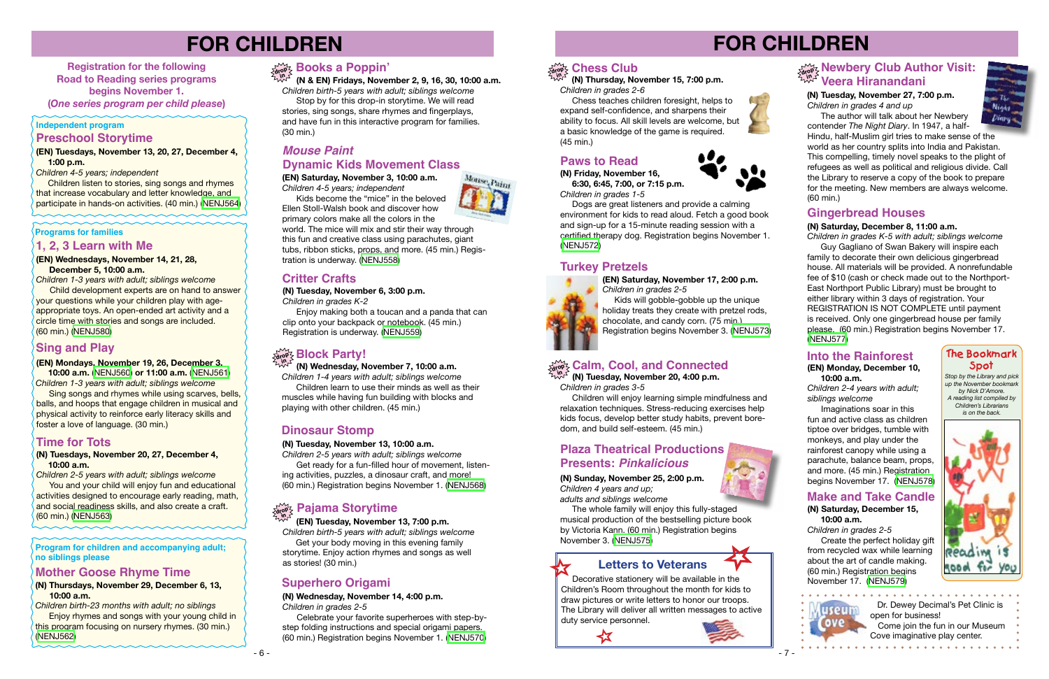# FOR CHILDREN

**Registration for the following Road to Reading series programs begins November 1. (*One series program per child please*)**

*Independent program*

## Preschool Storytime

**(EN) Tuesdays, November 13, 20, 27, December 4, 1:00 p.m.**

*Children 4-5 years; independent*

Children listen to stories, sing songs and rhymes that increase vocabulary and letter knowledge, and participate in hands-on activities. (40 min.) (NENJ564)

*Programs for families*

## 1, 2, 3 Learn with Me

**(EN) Wednesdays, November 14, 21, 28, December 5, 10:00 a.m.**

*Children 1-3 years with adult; siblings welcome*

Child development experts are on hand to answer your questions while your children play with age-appropriate toys. An open-ended art activity and a circle time with stories and songs are included. (60 min.) (NENJ580)

## Sing and Play

**(EN) Mondays, November 19, 26, December 3, 10:00 a.m. (NENJ560) or 11:00 a.m. (NENJ561)**

*Children 1-3 years with adult; siblings welcome*

Sing songs and rhymes while using scarves, bells, balls, and hoops that engage children in musical and physical activity to reinforce early literacy skills and foster a love of language. (30 min.)

## Time for Tots

**(N) Tuesdays, November 20, 27, December 4, 10:00 a.m.**

*Children 2-5 years with adult; siblings welcome*

You and your child will enjoy fun and educational activities designed to encourage early reading, math, and social readiness skills, and also create a craft. (60 min.) (NENJ563)

*Program for children and accompanying adult; no siblings please*

## Mother Goose Rhyme Time

**(N) Thursdays, November 29, December 6, 13, 10:00 a.m.**

*Children birth-23 months with adult; no siblings*

Enjoy rhymes and songs with your young child in this program focusing on nursery rhymes. (30 min.) (NENJ562)

## Books a Poppin'

**(N & EN) Fridays, November 2, 9, 16, 30, 10:00 a.m.**

*Children birth-5 years with adult; siblings welcome*

Stop by for this drop-in storytime. We will read stories, sing songs, share rhymes and fingerplays, and have fun in this interactive program for families. (30 min.)

## *Mouse Paint* Dynamic Kids Movement Class

**(EN) Saturday, November 3, 10:00 a.m.**

*Children 4-5 years; independent*

Kids become the "mice" in the beloved Ellen Stoll-Walsh book and discover how primary colors make all the colors in the world. The mice will mix and stir their way through this fun and creative class using parachutes, giant tubs, ribbon sticks, props, and more. (45 min.) Registration is underway. (NENJ558)

## Critter Crafts

**(N) Tuesday, November 6, 3:00 p.m.**

*Children in grades K-2*

Enjoy making both a toucan and a panda that can clip onto your backpack or notebook. (45 min.) Registration is underway. (NENJ559)

## Block Party!

**(N) Wednesday, November 7, 10:00 a.m.**

*Children 1-4 years with adult; siblings welcome*

Children learn to use their minds as well as their muscles while having fun building with blocks and playing with other children. (45 min.)

## Dinosaur Stomp

**(N) Tuesday, November 13, 10:00 a.m.**

*Children 2-5 years with adult; siblings welcome*

Get ready for a fun-filled hour of movement, listening activities, puzzles, a dinosaur craft, and more! (60 min.) Registration begins November 1. (NENJ568)

## Pajama Storytime

**(EN) Tuesday, November 13, 7:00 p.m.**

*Children birth-5 years with adult; siblings welcome*

Get your body moving in this evening family storytime. Enjoy action rhymes and songs as well as stories! (30 min.)

## Superhero Origami

**(N) Wednesday, November 14, 4:00 p.m.**

*Children in grades 2-5*

Celebrate your favorite superheroes with step-by-step folding instructions and special origami papers. (60 min.) Registration begins November 1. (NENJ570)

# FOR CHILDREN

## Chess Club

**(N) Thursday, November 15, 7:00 p.m.**

*Children in grades 2-6*

Chess teaches children foresight, helps to expand self-confidence, and sharpens their ability to focus. All skill levels are welcome, but a basic knowledge of the game is required. (45 min.)

## Paws to Read

**(N) Friday, November 16, 6:30, 6:45, 7:00, or 7:15 p.m.**

*Children in grades 1-5*

Dogs are great listeners and provide a calming environment for kids to read aloud. Fetch a good book and sign-up for a 15-minute reading session with a certified therapy dog. Registration begins November 1. (NENJ572)

## Turkey Pretzels

**(EN) Saturday, November 17, 2:00 p.m.**

*Children in grades 2-5*

Kids will gobble-gobble up the unique holiday treats they create with pretzel rods, chocolate, and candy corn. (75 min.) Registration begins November 3. (NENJ573)

## Calm, Cool, and Connected

**(N) Tuesday, November 20, 4:00 p.m.**

*Children in grades 3-5*

Children will enjoy learning simple mindfulness and relaxation techniques. Stress-reducing exercises help kids focus, develop better study habits, prevent boredom, and build self-esteem. (45 min.)

## Plaza Theatrical Productions Presents: *Pinkalicious*

**(N) Sunday, November 25, 2:00 p.m.**

*Children 4 years and up; adults and siblings welcome*

The whole family will enjoy this fully-staged musical production of the bestselling picture book by Victoria Kann. (60 min.) Registration begins November 3. (NENJ575)

### Letters to Veterans

Decorative stationery will be available in the Children's Room throughout the month for kids to draw pictures or write letters to honor our troops. The Library will deliver all written messages to active duty service personnel.

## Newbery Club Author Visit: Veera Hiranandani

**(N) Tuesday, November 27, 7:00 p.m.**

*Children in grades 4 and up*

The author will talk about her Newbery contender *The Night Diary*. In 1947, a half-Hindu, half-Muslim girl tries to make sense of the world as her country splits into India and Pakistan. This compelling, timely novel speaks to the plight of refugees as well as political and religious divide. Call the Library to reserve a copy of the book to prepare for the meeting. New members are always welcome. (60 min.)

## Gingerbread Houses

**(N) Saturday, December 8, 11:00 a.m.**

*Children in grades K-5 with adult; siblings welcome*

Guy Gagliano of Swan Bakery will inspire each family to decorate their own delicious gingerbread house. All materials will be provided. A nonrefundable fee of $10 (cash or check made out to the Northport-East Northport Public Library) must be brought to either library within 3 days of registration. Your REGISTRATION IS NOT COMPLETE until payment is received. Only one gingerbread house per family please. (60 min.) Registration begins November 17. (NENJ577)

## Into the Rainforest

**(EN) Monday, December 10, 10:00 a.m.**

*Children 2-4 years with adult; siblings welcome*

Imaginations soar in this fun and active class as children tiptoe over bridges, tumble with monkeys, and play under the rainforest canopy while using a parachute, balance beam, props, and more. (45 min.) Registration begins November 17. (NENJ578)

## Make and Take Candle

**(N) Saturday, December 15, 10:00 a.m.**

*Children in grades 2-5*

Create the perfect holiday gift from recycled wax while learning about the art of candle making. (60 min.) Registration begins November 17. (NENJ579)

### The Bookmark Spot

*Stop by the Library and pick up the November bookmark by Nick D'Amore. A reading list compiled by Children's Librarians is on the back.*

### Museum Cove

Dr. Dewey Decimal's Pet Clinic is open for business!

Come join the fun in our Museum Cove imaginative play center.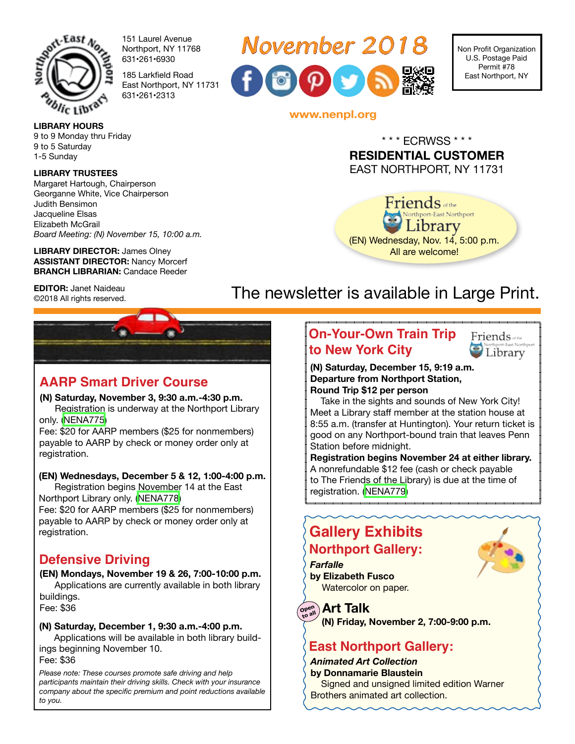151 Laurel Avenue
Northport, NY 11768
631•261•6930

185 Larkfield Road
East Northport, NY 11731
631•261•2313

# November 2018

www.nenpl.org

Non Profit Organization
U.S. Postage Paid
Permit #78
East Northport, NY

**LIBRARY HOURS**
9 to 9 Monday thru Friday
9 to 5 Saturday
1-5 Sunday

**LIBRARY TRUSTEES**
Margaret Hartough, Chairperson
Georganne White, Vice Chairperson
Judith Bensimon
Jacqueline Elsas
Elizabeth McGrail
*Board Meeting: (N) November 15, 10:00 a.m.*

**LIBRARY DIRECTOR:** James Olney
**ASSISTANT DIRECTOR:** Nancy Morcerf
**BRANCH LIBRARIAN:** Candace Reeder

**EDITOR:** Janet Naideau
©2018 All rights reserved.

\* \* \* ECRWSS \* \* \*
**RESIDENTIAL CUSTOMER**
EAST NORTHPORT, NY 11731

Friends of the Northport-East Northport Library
(EN) Wednesday, Nov. 14, 5:00 p.m.
All are welcome!

The newsletter is available in Large Print.

## AARP Smart Driver Course

**(N) Saturday, November 3, 9:30 a.m.-4:30 p.m.**
Registration is underway at the Northport Library only. (NENA775)
Fee: $20 for AARP members ($25 for nonmembers) payable to AARP by check or money order only at registration.

**(EN) Wednesdays, December 5 & 12, 1:00-4:00 p.m.**
Registration begins November 14 at the East Northport Library only. (NENA778)
Fee: $20 for AARP members ($25 for nonmembers) payable to AARP by check or money order only at registration.

## Defensive Driving

**(EN) Mondays, November 19 & 26, 7:00-10:00 p.m.**
Applications are currently available in both library buildings.
Fee: $36

**(N) Saturday, December 1, 9:30 a.m.-4:00 p.m.**
Applications will be available in both library buildings beginning November 10.
Fee: $36

*Please note: These courses promote safe driving and help participants maintain their driving skills. Check with your insurance company about the specific premium and point reductions available to you.*

## On-Your-Own Train Trip to New York City

Friends of the Northport-East Northport Library

**(N) Saturday, December 15, 9:19 a.m.**
**Departure from Northport Station,**
**Round Trip $12 per person**
Take in the sights and sounds of New York City! Meet a Library staff member at the station house at 8:55 a.m. (transfer at Huntington). Your return ticket is good on any Northport-bound train that leaves Penn Station before midnight.
**Registration begins November 24 at either library.**
A nonrefundable $12 fee (cash or check payable to The Friends of the Library) is due at the time of registration. (NENA779)

## Gallery Exhibits

### Northport Gallery:

***Farfalle***
**by Elizabeth Fusco**
Watercolor on paper.

Open to all

### Art Talk

**(N) Friday, November 2, 7:00-9:00 p.m.**

### East Northport Gallery:

***Animated Art Collection***
**by Donnamarie Blaustein**
Signed and unsigned limited edition Warner Brothers animated art collection.